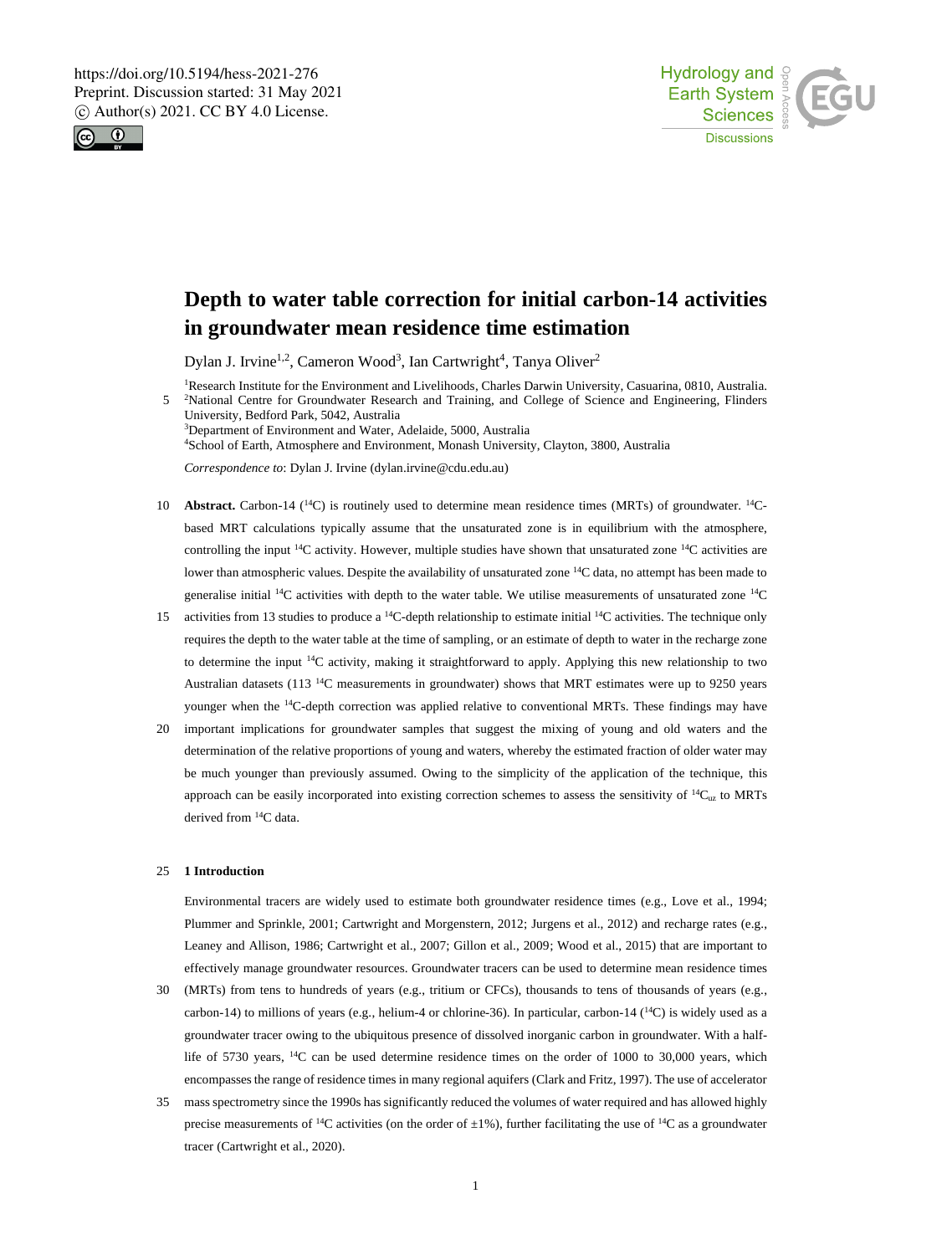# Depth to water table correction for initial carbon-14 activities in groundwater mean residence time estimation

Dylan J. Irvine[1,2], Cameron Wood[3], Ian Cartwright[4], Tanya Oliver[2]

[1]Research Institute for the Environment and Livelihoods, Charles Darwin University, Casuarina, 0810, Australia.
[2]National Centre for Groundwater Research and Training, and College of Science and Engineering, Flinders University, Bedford Park, 5042, Australia
[3]Department of Environment and Water, Adelaide, 5000, Australia
[4]School of Earth, Atmosphere and Environment, Monash University, Clayton, 3800, Australia

*Correspondence to*: Dylan J. Irvine (dylan.irvine@cdu.edu.au)

**Abstract.** Carbon-14 ($^{14}C$) is routinely used to determine mean residence times (MRTs) of groundwater. $^{14}C$-based MRT calculations typically assume that the unsaturated zone is in equilibrium with the atmosphere, controlling the input $^{14}C$ activity. However, multiple studies have shown that unsaturated zone $^{14}C$ activities are lower than atmospheric values. Despite the availability of unsaturated zone $^{14}C$ data, no attempt has been made to generalise initial $^{14}C$ activities with depth to the water table. We utilise measurements of unsaturated zone $^{14}C$ activities from 13 studies to produce a $^{14}C$-depth relationship to estimate initial $^{14}C$ activities. The technique only requires the depth to the water table at the time of sampling, or an estimate of depth to water in the recharge zone to determine the input $^{14}C$ activity, making it straightforward to apply. Applying this new relationship to two Australian datasets (113 $^{14}C$ measurements in groundwater) shows that MRT estimates were up to 9250 years younger when the $^{14}C$-depth correction was applied relative to conventional MRTs. These findings may have important implications for groundwater samples that suggest the mixing of young and old waters and the determination of the relative proportions of young and waters, whereby the estimated fraction of older water may be much younger than previously assumed. Owing to the simplicity of the application of the technique, this approach can be easily incorporated into existing correction schemes to assess the sensitivity of $^{14}C_{uz}$ to MRTs derived from $^{14}C$ data.

## 1 Introduction

Environmental tracers are widely used to estimate both groundwater residence times (e.g., Love et al., 1994; Plummer and Sprinkle, 2001; Cartwright and Morgenstern, 2012; Jurgens et al., 2012) and recharge rates (e.g., Leaney and Allison, 1986; Cartwright et al., 2007; Gillon et al., 2009; Wood et al., 2015) that are important to effectively manage groundwater resources. Groundwater tracers can be used to determine mean residence times (MRTs) from tens to hundreds of years (e.g., tritium or CFCs), thousands to tens of thousands of years (e.g., carbon-14) to millions of years (e.g., helium-4 or chlorine-36). In particular, carbon-14 ($^{14}C$) is widely used as a groundwater tracer owing to the ubiquitous presence of dissolved inorganic carbon in groundwater. With a half-life of 5730 years, $^{14}C$ can be used determine residence times on the order of 1000 to 30,000 years, which encompasses the range of residence times in many regional aquifers (Clark and Fritz, 1997). The use of accelerator mass spectrometry since the 1990s has significantly reduced the volumes of water required and has allowed highly precise measurements of $^{14}C$ activities (on the order of ±1%), further facilitating the use of $^{14}C$ as a groundwater tracer (Cartwright et al., 2020).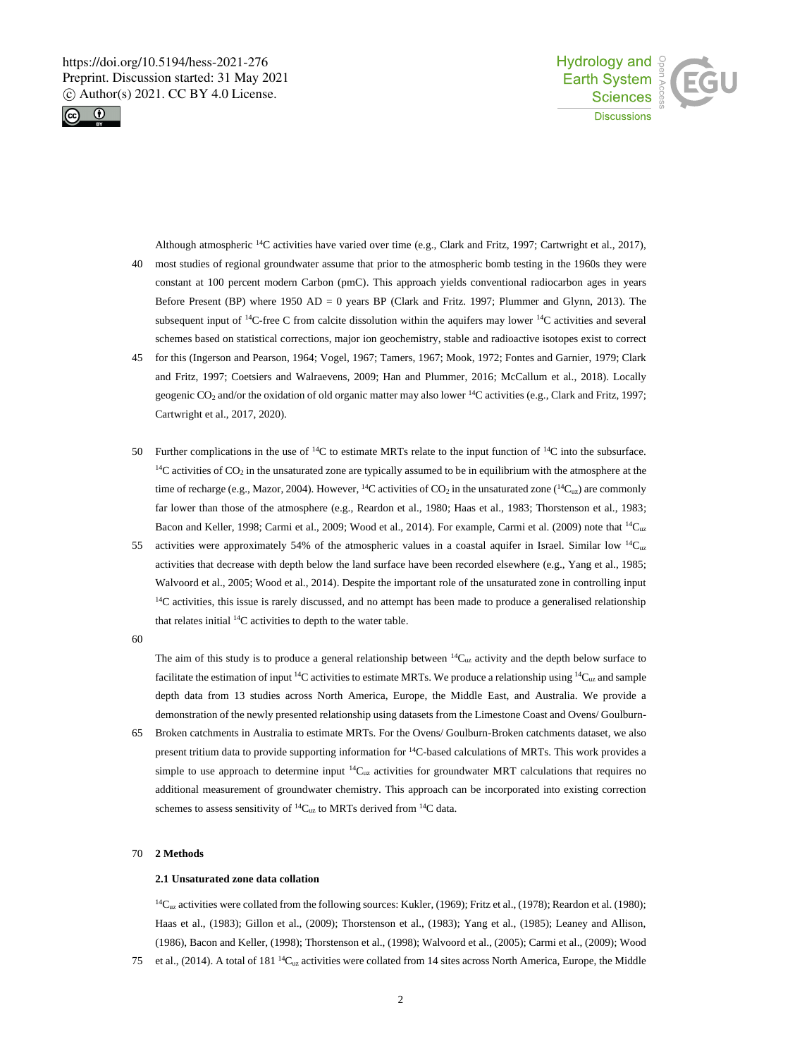Although atmospheric $^{14}C$ activities have varied over time (e.g., Clark and Fritz, 1997; Cartwright et al., 2017), most studies of regional groundwater assume that prior to the atmospheric bomb testing in the 1960s they were constant at 100 percent modern Carbon (pmC). This approach yields conventional radiocarbon ages in years Before Present (BP) where 1950 AD = 0 years BP (Clark and Fritz. 1997; Plummer and Glynn, 2013). The subsequent input of $^{14}C$-free C from calcite dissolution within the aquifers may lower $^{14}C$ activities and several schemes based on statistical corrections, major ion geochemistry, stable and radioactive isotopes exist to correct for this (Ingerson and Pearson, 1964; Vogel, 1967; Tamers, 1967; Mook, 1972; Fontes and Garnier, 1979; Clark and Fritz, 1997; Coetsiers and Walraevens, 2009; Han and Plummer, 2016; McCallum et al., 2018). Locally geogenic $CO_2$ and/or the oxidation of old organic matter may also lower $^{14}C$ activities (e.g., Clark and Fritz, 1997; Cartwright et al., 2017, 2020).

Further complications in the use of $^{14}C$ to estimate MRTs relate to the input function of $^{14}C$ into the subsurface. $^{14}C$ activities of $CO_2$ in the unsaturated zone are typically assumed to be in equilibrium with the atmosphere at the time of recharge (e.g., Mazor, 2004). However, $^{14}C$ activities of $CO_2$ in the unsaturated zone ($^{14}C_{uz}$) are commonly far lower than those of the atmosphere (e.g., Reardon et al., 1980; Haas et al., 1983; Thorstenson et al., 1983; Bacon and Keller, 1998; Carmi et al., 2009; Wood et al., 2014). For example, Carmi et al. (2009) note that $^{14}C_{uz}$ activities were approximately 54% of the atmospheric values in a coastal aquifer in Israel. Similar low $^{14}C_{uz}$ activities that decrease with depth below the land surface have been recorded elsewhere (e.g., Yang et al., 1985; Walvoord et al., 2005; Wood et al., 2014). Despite the important role of the unsaturated zone in controlling input $^{14}C$ activities, this issue is rarely discussed, and no attempt has been made to produce a generalised relationship that relates initial $^{14}C$ activities to depth to the water table.

The aim of this study is to produce a general relationship between $^{14}C_{uz}$ activity and the depth below surface to facilitate the estimation of input $^{14}C$ activities to estimate MRTs. We produce a relationship using $^{14}C_{uz}$ and sample depth data from 13 studies across North America, Europe, the Middle East, and Australia. We provide a demonstration of the newly presented relationship using datasets from the Limestone Coast and Ovens/ Goulburn-Broken catchments in Australia to estimate MRTs. For the Ovens/ Goulburn-Broken catchments dataset, we also present tritium data to provide supporting information for $^{14}C$-based calculations of MRTs. This work provides a simple to use approach to determine input $^{14}C_{uz}$ activities for groundwater MRT calculations that requires no additional measurement of groundwater chemistry. This approach can be incorporated into existing correction schemes to assess sensitivity of $^{14}C_{uz}$ to MRTs derived from $^{14}C$ data.

## 2 Methods

### 2.1 Unsaturated zone data collation

$^{14}C_{uz}$ activities were collated from the following sources: Kukler, (1969); Fritz et al., (1978); Reardon et al. (1980); Haas et al., (1983); Gillon et al., (2009); Thorstenson et al., (1983); Yang et al., (1985); Leaney and Allison, (1986), Bacon and Keller, (1998); Thorstenson et al., (1998); Walvoord et al., (2005); Carmi et al., (2009); Wood et al., (2014). A total of 181 $^{14}C_{uz}$ activities were collated from 14 sites across North America, Europe, the Middle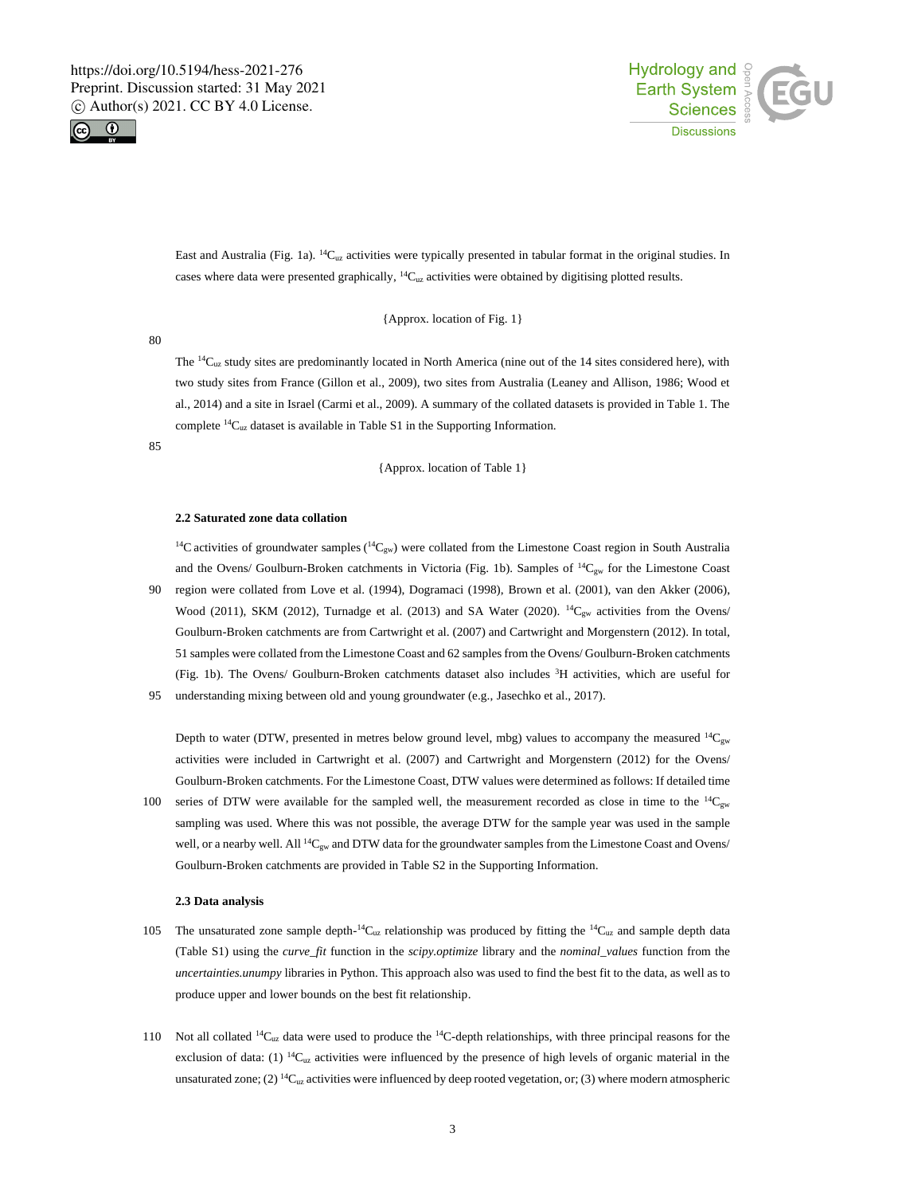East and Australia (Fig. 1a). $^{14}C_{uz}$ activities were typically presented in tabular format in the original studies. In cases where data were presented graphically, $^{14}C_{uz}$ activities were obtained by digitising plotted results.

{Approx. location of Fig. 1}

The $^{14}C_{uz}$ study sites are predominantly located in North America (nine out of the 14 sites considered here), with two study sites from France (Gillon et al., 2009), two sites from Australia (Leaney and Allison, 1986; Wood et al., 2014) and a site in Israel (Carmi et al., 2009). A summary of the collated datasets is provided in Table 1. The complete $^{14}C_{uz}$ dataset is available in Table S1 in the Supporting Information.

{Approx. location of Table 1}

### 2.2 Saturated zone data collation

$^{14}C$ activities of groundwater samples ($^{14}C_{gw}$) were collated from the Limestone Coast region in South Australia and the Ovens/ Goulburn-Broken catchments in Victoria (Fig. 1b). Samples of $^{14}C_{gw}$ for the Limestone Coast region were collated from Love et al. (1994), Dogramaci (1998), Brown et al. (2001), van den Akker (2006), Wood (2011), SKM (2012), Turnadge et al. (2013) and SA Water (2020). $^{14}C_{gw}$ activities from the Ovens/ Goulburn-Broken catchments are from Cartwright et al. (2007) and Cartwright and Morgenstern (2012). In total, 51 samples were collated from the Limestone Coast and 62 samples from the Ovens/ Goulburn-Broken catchments (Fig. 1b). The Ovens/ Goulburn-Broken catchments dataset also includes $^{3}H$ activities, which are useful for understanding mixing between old and young groundwater (e.g., Jasechko et al., 2017).

Depth to water (DTW, presented in metres below ground level, mbg) values to accompany the measured $^{14}C_{gw}$ activities were included in Cartwright et al. (2007) and Cartwright and Morgenstern (2012) for the Ovens/ Goulburn-Broken catchments. For the Limestone Coast, DTW values were determined as follows: If detailed time series of DTW were available for the sampled well, the measurement recorded as close in time to the $^{14}C_{gw}$ sampling was used. Where this was not possible, the average DTW for the sample year was used in the sample well, or a nearby well. All $^{14}C_{gw}$ and DTW data for the groundwater samples from the Limestone Coast and Ovens/ Goulburn-Broken catchments are provided in Table S2 in the Supporting Information.

### 2.3 Data analysis

The unsaturated zone sample depth-$^{14}C_{uz}$ relationship was produced by fitting the $^{14}C_{uz}$ and sample depth data (Table S1) using the *curve_fit* function in the *scipy.optimize* library and the *nominal_values* function from the *uncertainties.unumpy* libraries in Python. This approach also was used to find the best fit to the data, as well as to produce upper and lower bounds on the best fit relationship.

Not all collated $^{14}C_{uz}$ data were used to produce the $^{14}C$-depth relationships, with three principal reasons for the exclusion of data: (1) $^{14}C_{uz}$ activities were influenced by the presence of high levels of organic material in the unsaturated zone; (2) $^{14}C_{uz}$ activities were influenced by deep rooted vegetation, or; (3) where modern atmospheric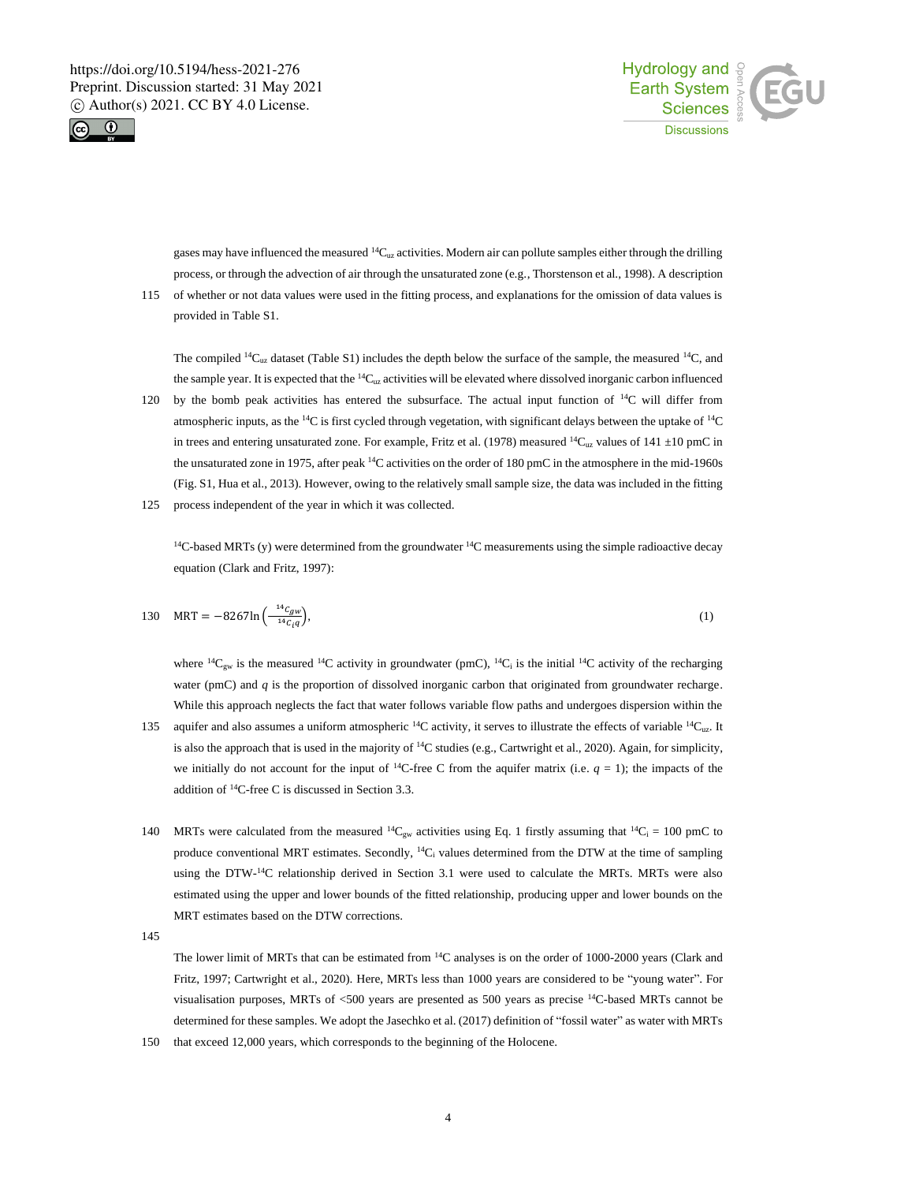gases may have influenced the measured $^{14}C_{uz}$ activities. Modern air can pollute samples either through the drilling process, or through the advection of air through the unsaturated zone (e.g., Thorstenson et al., 1998). A description of whether or not data values were used in the fitting process, and explanations for the omission of data values is provided in Table S1.

The compiled $^{14}C_{uz}$ dataset (Table S1) includes the depth below the surface of the sample, the measured $^{14}C$, and the sample year. It is expected that the $^{14}C_{uz}$ activities will be elevated where dissolved inorganic carbon influenced by the bomb peak activities has entered the subsurface. The actual input function of $^{14}C$ will differ from atmospheric inputs, as the $^{14}C$ is first cycled through vegetation, with significant delays between the uptake of $^{14}C$ in trees and entering unsaturated zone. For example, Fritz et al. (1978) measured $^{14}C_{uz}$ values of 141 ±10 pmC in the unsaturated zone in 1975, after peak $^{14}C$ activities on the order of 180 pmC in the atmosphere in the mid-1960s (Fig. S1, Hua et al., 2013). However, owing to the relatively small sample size, the data was included in the fitting process independent of the year in which it was collected.

$^{14}C$-based MRTs (y) were determined from the groundwater $^{14}C$ measurements using the simple radioactive decay equation (Clark and Fritz, 1997):

$$\mathrm{MRT} = -8267 \ln\left(\frac{^{14}C_{gw}}{^{14}C_{i}q}\right), \tag{1}$$

where $^{14}C_{gw}$ is the measured $^{14}C$ activity in groundwater (pmC), $^{14}C_i$ is the initial $^{14}C$ activity of the recharging water (pmC) and $q$ is the proportion of dissolved inorganic carbon that originated from groundwater recharge. While this approach neglects the fact that water follows variable flow paths and undergoes dispersion within the aquifer and also assumes a uniform atmospheric $^{14}C$ activity, it serves to illustrate the effects of variable $^{14}C_{uz}$. It is also the approach that is used in the majority of $^{14}C$ studies (e.g., Cartwright et al., 2020). Again, for simplicity, we initially do not account for the input of $^{14}C$-free C from the aquifer matrix (i.e. $q$ = 1); the impacts of the addition of $^{14}C$-free C is discussed in Section 3.3.

MRTs were calculated from the measured $^{14}C_{gw}$ activities using Eq. 1 firstly assuming that $^{14}C_i$ = 100 pmC to produce conventional MRT estimates. Secondly, $^{14}C_i$ values determined from the DTW at the time of sampling using the DTW-$^{14}C$ relationship derived in Section 3.1 were used to calculate the MRTs. MRTs were also estimated using the upper and lower bounds of the fitted relationship, producing upper and lower bounds on the MRT estimates based on the DTW corrections.

The lower limit of MRTs that can be estimated from $^{14}C$ analyses is on the order of 1000-2000 years (Clark and Fritz, 1997; Cartwright et al., 2020). Here, MRTs less than 1000 years are considered to be "young water". For visualisation purposes, MRTs of <500 years are presented as 500 years as precise $^{14}C$-based MRTs cannot be determined for these samples. We adopt the Jasechko et al. (2017) definition of "fossil water" as water with MRTs that exceed 12,000 years, which corresponds to the beginning of the Holocene.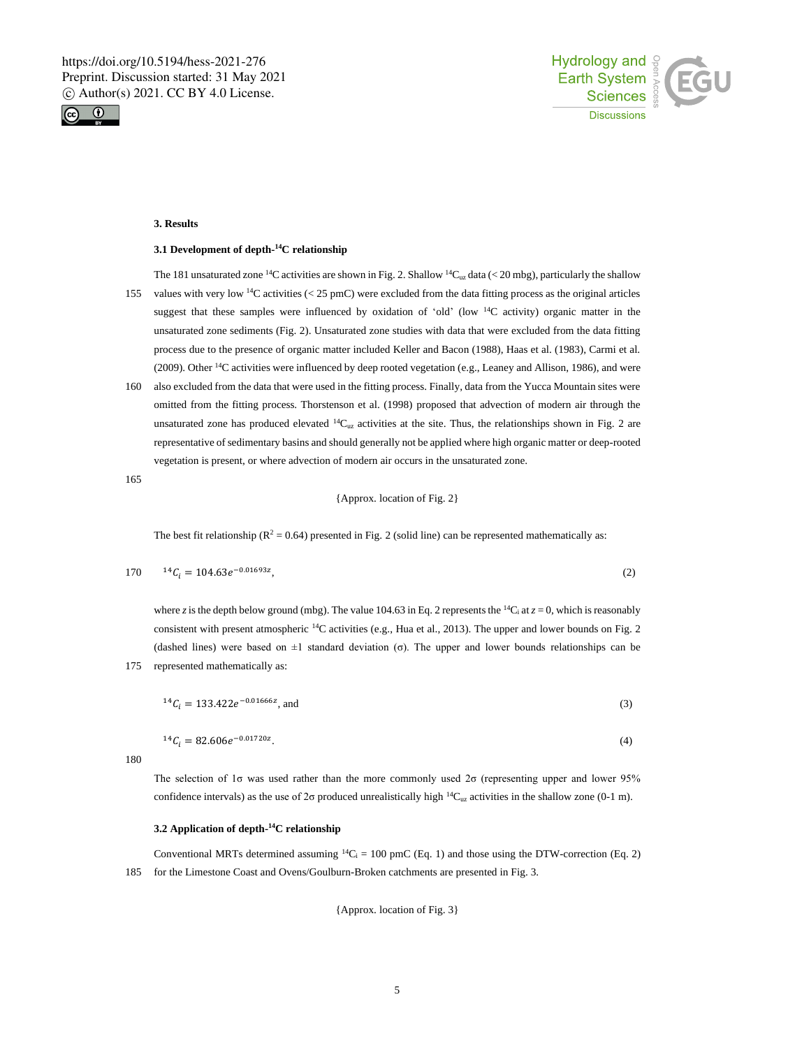### 3. Results

#### 3.1 Development of depth-$^{14}$C relationship

The 181 unsaturated zone $^{14}$C activities are shown in Fig. 2. Shallow $^{14}C_{uz}$ data (< 20 mbg), particularly the shallow values with very low $^{14}$C activities (< 25 pmC) were excluded from the data fitting process as the original articles suggest that these samples were influenced by oxidation of 'old' (low $^{14}$C activity) organic matter in the unsaturated zone sediments (Fig. 2). Unsaturated zone studies with data that were excluded from the data fitting process due to the presence of organic matter included Keller and Bacon (1988), Haas et al. (1983), Carmi et al. (2009). Other $^{14}$C activities were influenced by deep rooted vegetation (e.g., Leaney and Allison, 1986), and were also excluded from the data that were used in the fitting process. Finally, data from the Yucca Mountain sites were omitted from the fitting process. Thorstenson et al. (1998) proposed that advection of modern air through the unsaturated zone has produced elevated $^{14}C_{uz}$ activities at the site. Thus, the relationships shown in Fig. 2 are representative of sedimentary basins and should generally not be applied where high organic matter or deep-rooted vegetation is present, or where advection of modern air occurs in the unsaturated zone.

{Approx. location of Fig. 2}

The best fit relationship ($R^2$ = 0.64) presented in Fig. 2 (solid line) can be represented mathematically as:

$$^{14}C_i = 104.63e^{-0.01693z}, \tag{2}$$

where $z$ is the depth below ground (mbg). The value 104.63 in Eq. 2 represents the $^{14}C_i$ at $z$ = 0, which is reasonably consistent with present atmospheric $^{14}$C activities (e.g., Hua et al., 2013). The upper and lower bounds on Fig. 2 (dashed lines) were based on ±1 standard deviation (σ). The upper and lower bounds relationships can be represented mathematically as:

$$^{14}C_i = 133.422e^{-0.01666z}, \text{ and} \tag{3}$$

$$^{14}C_i = 82.606e^{-0.01720z}. \tag{4}$$

The selection of 1σ was used rather than the more commonly used 2σ (representing upper and lower 95% confidence intervals) as the use of 2σ produced unrealistically high $^{14}C_{uz}$ activities in the shallow zone (0-1 m).

#### 3.2 Application of depth-$^{14}$C relationship

Conventional MRTs determined assuming $^{14}C_i$ = 100 pmC (Eq. 1) and those using the DTW-correction (Eq. 2) for the Limestone Coast and Ovens/Goulburn-Broken catchments are presented in Fig. 3.

{Approx. location of Fig. 3}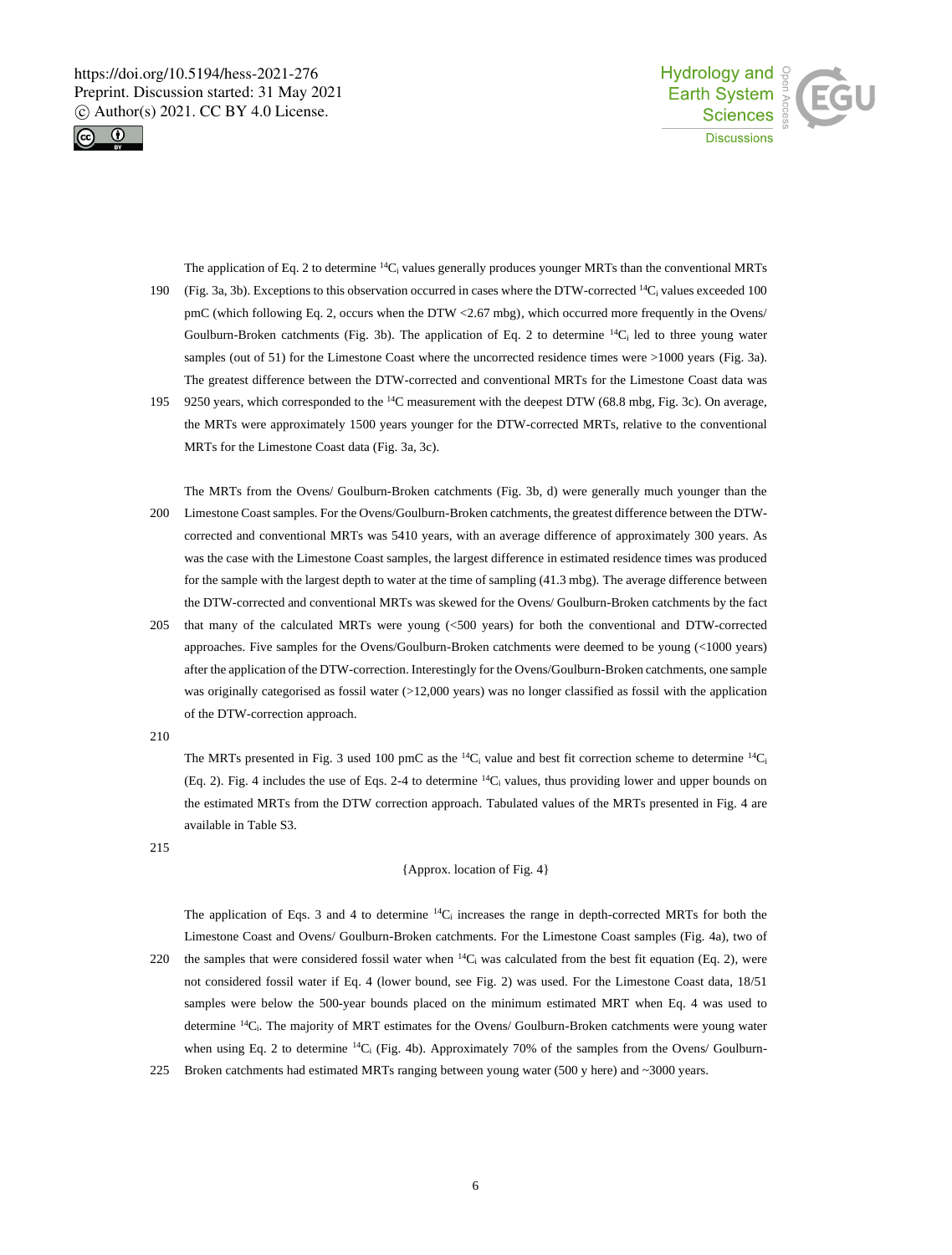The application of Eq. 2 to determine $^{14}C_i$ values generally produces younger MRTs than the conventional MRTs (Fig. 3a, 3b). Exceptions to this observation occurred in cases where the DTW-corrected $^{14}C_i$ values exceeded 100 pmC (which following Eq. 2, occurs when the DTW <2.67 mbg), which occurred more frequently in the Ovens/ Goulburn-Broken catchments (Fig. 3b). The application of Eq. 2 to determine $^{14}C_i$ led to three young water samples (out of 51) for the Limestone Coast where the uncorrected residence times were >1000 years (Fig. 3a). The greatest difference between the DTW-corrected and conventional MRTs for the Limestone Coast data was 9250 years, which corresponded to the $^{14}C$ measurement with the deepest DTW (68.8 mbg, Fig. 3c). On average, the MRTs were approximately 1500 years younger for the DTW-corrected MRTs, relative to the conventional MRTs for the Limestone Coast data (Fig. 3a, 3c).

The MRTs from the Ovens/ Goulburn-Broken catchments (Fig. 3b, d) were generally much younger than the Limestone Coast samples. For the Ovens/Goulburn-Broken catchments, the greatest difference between the DTW-corrected and conventional MRTs was 5410 years, with an average difference of approximately 300 years. As was the case with the Limestone Coast samples, the largest difference in estimated residence times was produced for the sample with the largest depth to water at the time of sampling (41.3 mbg). The average difference between the DTW-corrected and conventional MRTs was skewed for the Ovens/ Goulburn-Broken catchments by the fact that many of the calculated MRTs were young (<500 years) for both the conventional and DTW-corrected approaches. Five samples for the Ovens/Goulburn-Broken catchments were deemed to be young (<1000 years) after the application of the DTW-correction. Interestingly for the Ovens/Goulburn-Broken catchments, one sample was originally categorised as fossil water (>12,000 years) was no longer classified as fossil with the application of the DTW-correction approach.

The MRTs presented in Fig. 3 used 100 pmC as the $^{14}C_i$ value and best fit correction scheme to determine $^{14}C_i$ (Eq. 2). Fig. 4 includes the use of Eqs. 2-4 to determine $^{14}C_i$ values, thus providing lower and upper bounds on the estimated MRTs from the DTW correction approach. Tabulated values of the MRTs presented in Fig. 4 are available in Table S3.

{Approx. location of Fig. 4}

The application of Eqs. 3 and 4 to determine $^{14}C_i$ increases the range in depth-corrected MRTs for both the Limestone Coast and Ovens/ Goulburn-Broken catchments. For the Limestone Coast samples (Fig. 4a), two of the samples that were considered fossil water when $^{14}C_i$ was calculated from the best fit equation (Eq. 2), were not considered fossil water if Eq. 4 (lower bound, see Fig. 2) was used. For the Limestone Coast data, 18/51 samples were below the 500-year bounds placed on the minimum estimated MRT when Eq. 4 was used to determine $^{14}C_i$. The majority of MRT estimates for the Ovens/ Goulburn-Broken catchments were young water when using Eq. 2 to determine $^{14}C_i$ (Fig. 4b). Approximately 70% of the samples from the Ovens/ Goulburn-Broken catchments had estimated MRTs ranging between young water (500 y here) and ~3000 years.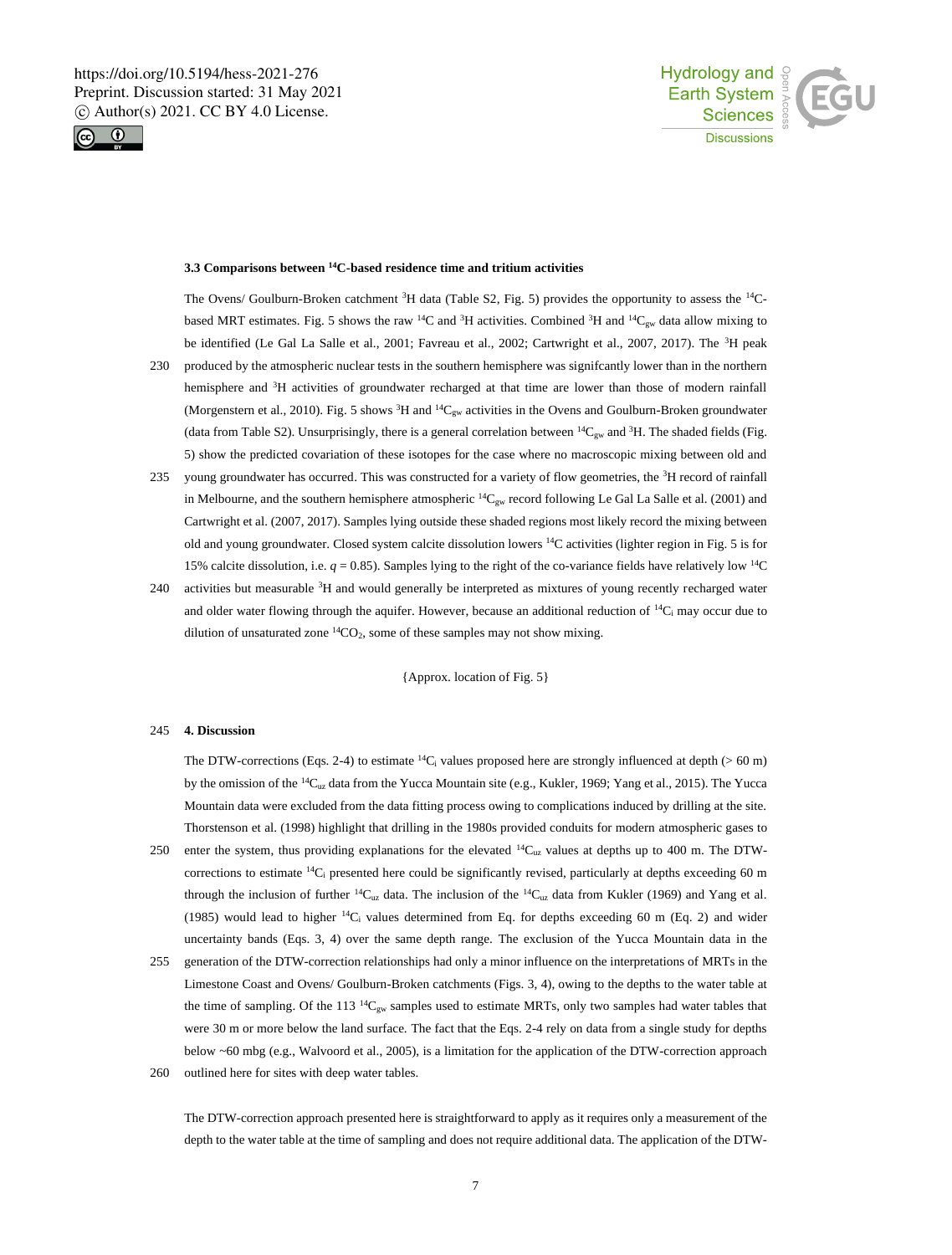### 3.3 Comparisons between $^{14}$C-based residence time and tritium activities

The Ovens/ Goulburn-Broken catchment $^{3}$H data (Table S2, Fig. 5) provides the opportunity to assess the $^{14}$C-based MRT estimates. Fig. 5 shows the raw $^{14}$C and $^{3}$H activities. Combined $^{3}$H and $^{14}C_{gw}$ data allow mixing to be identified (Le Gal La Salle et al., 2001; Favreau et al., 2002; Cartwright et al., 2007, 2017). The $^{3}$H peak produced by the atmospheric nuclear tests in the southern hemisphere was signifcantly lower than in the northern hemisphere and $^{3}$H activities of groundwater recharged at that time are lower than those of modern rainfall (Morgenstern et al., 2010). Fig. 5 shows $^{3}$H and $^{14}C_{gw}$ activities in the Ovens and Goulburn-Broken groundwater (data from Table S2). Unsurprisingly, there is a general correlation between $^{14}C_{gw}$ and $^{3}$H. The shaded fields (Fig. 5) show the predicted covariation of these isotopes for the case where no macroscopic mixing between old and young groundwater has occurred. This was constructed for a variety of flow geometries, the $^{3}$H record of rainfall in Melbourne, and the southern hemisphere atmospheric $^{14}C_{gw}$ record following Le Gal La Salle et al. (2001) and Cartwright et al. (2007, 2017). Samples lying outside these shaded regions most likely record the mixing between old and young groundwater. Closed system calcite dissolution lowers $^{14}$C activities (lighter region in Fig. 5 is for 15% calcite dissolution, i.e. $q = 0.85$). Samples lying to the right of the co-variance fields have relatively low $^{14}$C activities but measurable $^{3}$H and would generally be interpreted as mixtures of young recently recharged water and older water flowing through the aquifer. However, because an additional reduction of $^{14}C_{i}$ may occur due to dilution of unsaturated zone $^{14}CO_2$, some of these samples may not show mixing.

{Approx. location of Fig. 5}

## 4. Discussion

The DTW-corrections (Eqs. 2-4) to estimate $^{14}C_{i}$ values proposed here are strongly influenced at depth (> 60 m) by the omission of the $^{14}C_{uz}$ data from the Yucca Mountain site (e.g., Kukler, 1969; Yang et al., 2015). The Yucca Mountain data were excluded from the data fitting process owing to complications induced by drilling at the site. Thorstenson et al. (1998) highlight that drilling in the 1980s provided conduits for modern atmospheric gases to enter the system, thus providing explanations for the elevated $^{14}C_{uz}$ values at depths up to 400 m. The DTW-corrections to estimate $^{14}C_{i}$ presented here could be significantly revised, particularly at depths exceeding 60 m through the inclusion of further $^{14}C_{uz}$ data. The inclusion of the $^{14}C_{uz}$ data from Kukler (1969) and Yang et al. (1985) would lead to higher $^{14}C_{i}$ values determined from Eq. for depths exceeding 60 m (Eq. 2) and wider uncertainty bands (Eqs. 3, 4) over the same depth range. The exclusion of the Yucca Mountain data in the generation of the DTW-correction relationships had only a minor influence on the interpretations of MRTs in the Limestone Coast and Ovens/ Goulburn-Broken catchments (Figs. 3, 4), owing to the depths to the water table at the time of sampling. Of the 113 $^{14}C_{gw}$ samples used to estimate MRTs, only two samples had water tables that were 30 m or more below the land surface. The fact that the Eqs. 2-4 rely on data from a single study for depths below ~60 mbg (e.g., Walvoord et al., 2005), is a limitation for the application of the DTW-correction approach outlined here for sites with deep water tables.

The DTW-correction approach presented here is straightforward to apply as it requires only a measurement of the depth to the water table at the time of sampling and does not require additional data. The application of the DTW-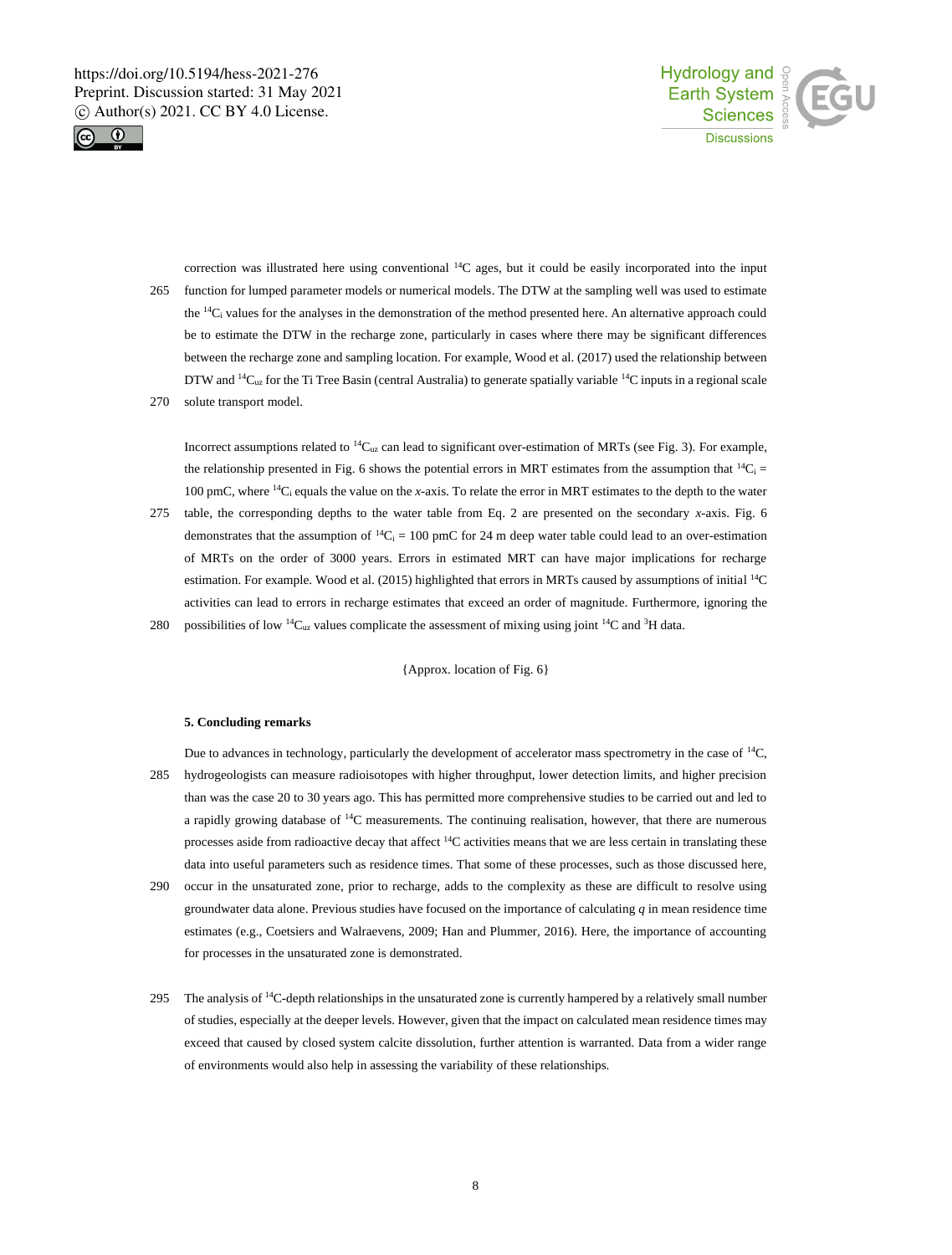correction was illustrated here using conventional $^{14}$C ages, but it could be easily incorporated into the input function for lumped parameter models or numerical models. The DTW at the sampling well was used to estimate the $^{14}C_i$ values for the analyses in the demonstration of the method presented here. An alternative approach could be to estimate the DTW in the recharge zone, particularly in cases where there may be significant differences between the recharge zone and sampling location. For example, Wood et al. (2017) used the relationship between DTW and $^{14}C_{uz}$ for the Ti Tree Basin (central Australia) to generate spatially variable $^{14}$C inputs in a regional scale solute transport model.

Incorrect assumptions related to $^{14}C_{uz}$ can lead to significant over-estimation of MRTs (see Fig. 3). For example, the relationship presented in Fig. 6 shows the potential errors in MRT estimates from the assumption that $^{14}C_i$ = 100 pmC, where $^{14}C_i$ equals the value on the *x*-axis. To relate the error in MRT estimates to the depth to the water table, the corresponding depths to the water table from Eq. 2 are presented on the secondary *x*-axis. Fig. 6 demonstrates that the assumption of $^{14}C_i$ = 100 pmC for 24 m deep water table could lead to an over-estimation of MRTs on the order of 3000 years. Errors in estimated MRT can have major implications for recharge estimation. For example. Wood et al. (2015) highlighted that errors in MRTs caused by assumptions of initial $^{14}$C activities can lead to errors in recharge estimates that exceed an order of magnitude. Furthermore, ignoring the possibilities of low $^{14}C_{uz}$ values complicate the assessment of mixing using joint $^{14}$C and $^{3}$H data.

{Approx. location of Fig. 6}

### 5. Concluding remarks

Due to advances in technology, particularly the development of accelerator mass spectrometry in the case of $^{14}$C, hydrogeologists can measure radioisotopes with higher throughput, lower detection limits, and higher precision than was the case 20 to 30 years ago. This has permitted more comprehensive studies to be carried out and led to a rapidly growing database of $^{14}$C measurements. The continuing realisation, however, that there are numerous processes aside from radioactive decay that affect $^{14}$C activities means that we are less certain in translating these data into useful parameters such as residence times. That some of these processes, such as those discussed here, occur in the unsaturated zone, prior to recharge, adds to the complexity as these are difficult to resolve using groundwater data alone. Previous studies have focused on the importance of calculating $q$ in mean residence time estimates (e.g., Coetsiers and Walraevens, 2009; Han and Plummer, 2016). Here, the importance of accounting for processes in the unsaturated zone is demonstrated.

The analysis of $^{14}$C-depth relationships in the unsaturated zone is currently hampered by a relatively small number of studies, especially at the deeper levels. However, given that the impact on calculated mean residence times may exceed that caused by closed system calcite dissolution, further attention is warranted. Data from a wider range of environments would also help in assessing the variability of these relationships.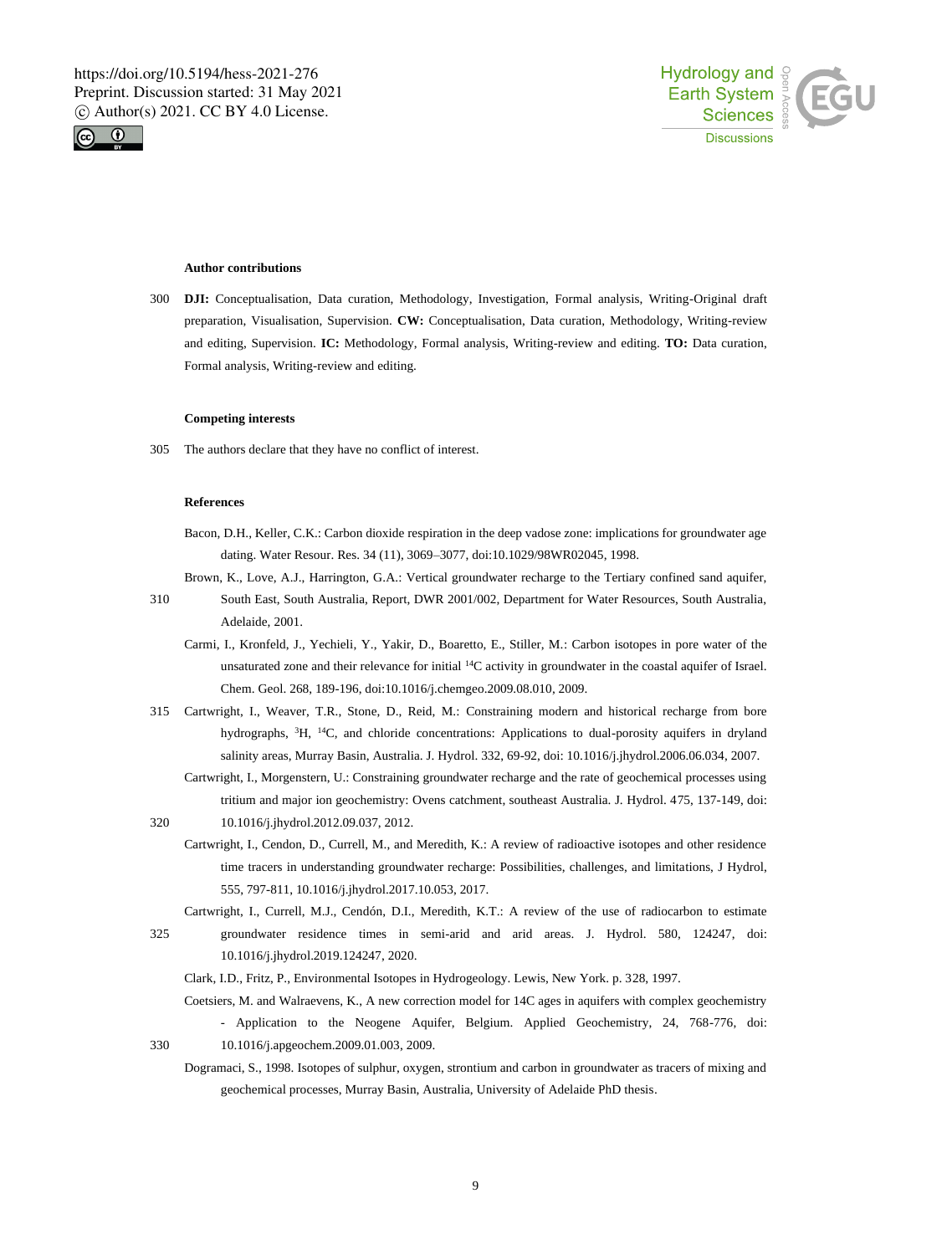**Author contributions**

**DJI:** Conceptualisation, Data curation, Methodology, Investigation, Formal analysis, Writing-Original draft preparation, Visualisation, Supervision. **CW:** Conceptualisation, Data curation, Methodology, Writing-review and editing, Supervision. **IC:** Methodology, Formal analysis, Writing-review and editing. **TO:** Data curation, Formal analysis, Writing-review and editing.

**Competing interests**

The authors declare that they have no conflict of interest.

**References**

Bacon, D.H., Keller, C.K.: Carbon dioxide respiration in the deep vadose zone: implications for groundwater age dating. Water Resour. Res. 34 (11), 3069–3077, doi:10.1029/98WR02045, 1998.

Brown, K., Love, A.J., Harrington, G.A.: Vertical groundwater recharge to the Tertiary confined sand aquifer, South East, South Australia, Report, DWR 2001/002, Department for Water Resources, South Australia, Adelaide, 2001.

Carmi, I., Kronfeld, J., Yechieli, Y., Yakir, D., Boaretto, E., Stiller, M.: Carbon isotopes in pore water of the unsaturated zone and their relevance for initial $^{14}$C activity in groundwater in the coastal aquifer of Israel. Chem. Geol. 268, 189-196, doi:10.1016/j.chemgeo.2009.08.010, 2009.

Cartwright, I., Weaver, T.R., Stone, D., Reid, M.: Constraining modern and historical recharge from bore hydrographs, $^{3}$H, $^{14}$C, and chloride concentrations: Applications to dual-porosity aquifers in dryland salinity areas, Murray Basin, Australia. J. Hydrol. 332, 69-92, doi: 10.1016/j.jhydrol.2006.06.034, 2007.

Cartwright, I., Morgenstern, U.: Constraining groundwater recharge and the rate of geochemical processes using tritium and major ion geochemistry: Ovens catchment, southeast Australia. J. Hydrol. 475, 137-149, doi: 10.1016/j.jhydrol.2012.09.037, 2012.

Cartwright, I., Cendon, D., Currell, M., and Meredith, K.: A review of radioactive isotopes and other residence time tracers in understanding groundwater recharge: Possibilities, challenges, and limitations, J Hydrol, 555, 797-811, 10.1016/j.jhydrol.2017.10.053, 2017.

Cartwright, I., Currell, M.J., Cendón, D.I., Meredith, K.T.: A review of the use of radiocarbon to estimate groundwater residence times in semi-arid and arid areas. J. Hydrol. 580, 124247, doi: 10.1016/j.jhydrol.2019.124247, 2020.

Clark, I.D., Fritz, P., Environmental Isotopes in Hydrogeology. Lewis, New York. p. 328, 1997.

Coetsiers, M. and Walraevens, K., A new correction model for 14C ages in aquifers with complex geochemistry - Application to the Neogene Aquifer, Belgium. Applied Geochemistry, 24, 768-776, doi: 10.1016/j.apgeochem.2009.01.003, 2009.

Dogramaci, S., 1998. Isotopes of sulphur, oxygen, strontium and carbon in groundwater as tracers of mixing and geochemical processes, Murray Basin, Australia, University of Adelaide PhD thesis.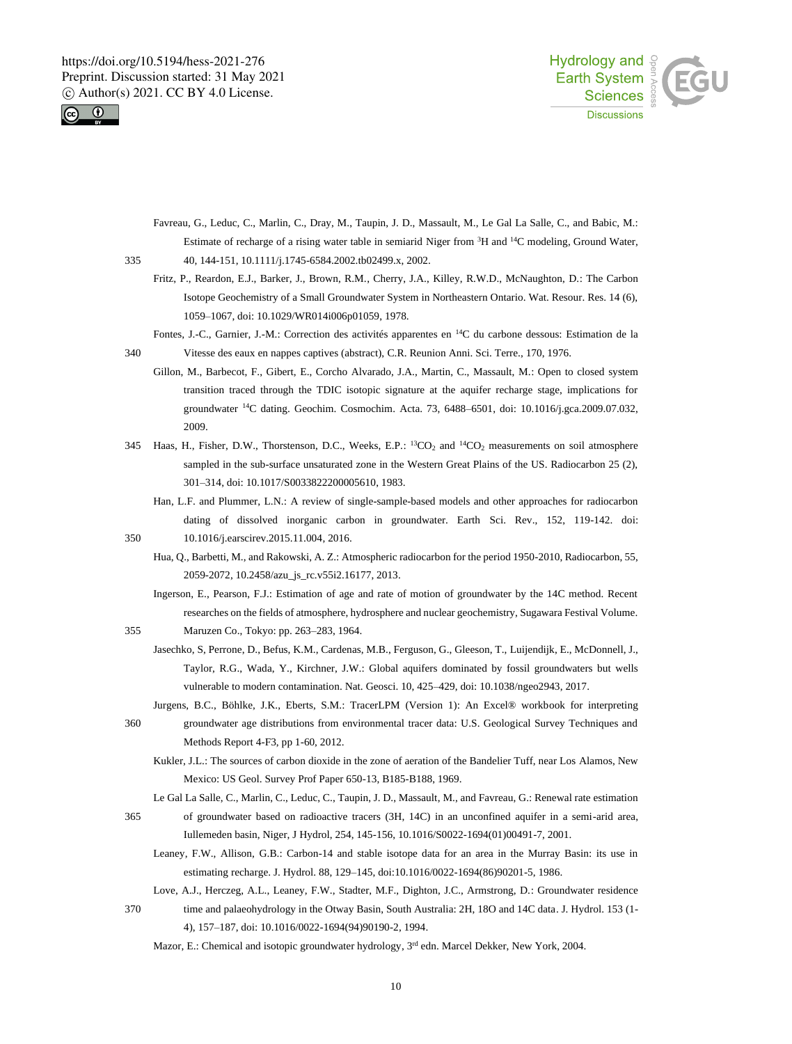Favreau, G., Leduc, C., Marlin, C., Dray, M., Taupin, J. D., Massault, M., Le Gal La Salle, C., and Babic, M.: Estimate of recharge of a rising water table in semiarid Niger from $^{3}H$ and $^{14}C$ modeling, Ground Water, 40, 144-151, 10.1111/j.1745-6584.2002.tb02499.x, 2002.

Fritz, P., Reardon, E.J., Barker, J., Brown, R.M., Cherry, J.A., Killey, R.W.D., McNaughton, D.: The Carbon Isotope Geochemistry of a Small Groundwater System in Northeastern Ontario. Wat. Resour. Res. 14 (6), 1059–1067, doi: 10.1029/WR014i006p01059, 1978.

Fontes, J.-C., Garnier, J.-M.: Correction des activités apparentes en $^{14}C$ du carbone dessous: Estimation de la Vitesse des eaux en nappes captives (abstract), C.R. Reunion Anni. Sci. Terre., 170, 1976.

Gillon, M., Barbecot, F., Gibert, E., Corcho Alvarado, J.A., Martin, C., Massault, M.: Open to closed system transition traced through the TDIC isotopic signature at the aquifer recharge stage, implications for groundwater $^{14}C$ dating. Geochim. Cosmochim. Acta. 73, 6488–6501, doi: 10.1016/j.gca.2009.07.032, 2009.

Haas, H., Fisher, D.W., Thorstenson, D.C., Weeks, E.P.: $^{13}CO_2$ and $^{14}CO_2$ measurements on soil atmosphere sampled in the sub-surface unsaturated zone in the Western Great Plains of the US. Radiocarbon 25 (2), 301–314, doi: 10.1017/S0033822200005610, 1983.

Han, L.F. and Plummer, L.N.: A review of single-sample-based models and other approaches for radiocarbon dating of dissolved inorganic carbon in groundwater. Earth Sci. Rev., 152, 119-142. doi: 10.1016/j.earscirev.2015.11.004, 2016.

Hua, Q., Barbetti, M., and Rakowski, A. Z.: Atmospheric radiocarbon for the period 1950-2010, Radiocarbon, 55, 2059-2072, 10.2458/azu_js_rc.v55i2.16177, 2013.

Ingerson, E., Pearson, F.J.: Estimation of age and rate of motion of groundwater by the 14C method. Recent researches on the fields of atmosphere, hydrosphere and nuclear geochemistry, Sugawara Festival Volume. Maruzen Co., Tokyo: pp. 263–283, 1964.

Jasechko, S, Perrone, D., Befus, K.M., Cardenas, M.B., Ferguson, G., Gleeson, T., Luijendijk, E., McDonnell, J., Taylor, R.G., Wada, Y., Kirchner, J.W.: Global aquifers dominated by fossil groundwaters but wells vulnerable to modern contamination. Nat. Geosci. 10, 425–429, doi: 10.1038/ngeo2943, 2017.

Jurgens, B.C., Böhlke, J.K., Eberts, S.M.: TracerLPM (Version 1): An Excel® workbook for interpreting groundwater age distributions from environmental tracer data: U.S. Geological Survey Techniques and Methods Report 4-F3, pp 1-60, 2012.

Kukler, J.L.: The sources of carbon dioxide in the zone of aeration of the Bandelier Tuff, near Los Alamos, New Mexico: US Geol. Survey Prof Paper 650-13, B185-B188, 1969.

Le Gal La Salle, C., Marlin, C., Leduc, C., Taupin, J. D., Massault, M., and Favreau, G.: Renewal rate estimation of groundwater based on radioactive tracers (3H, 14C) in an unconfined aquifer in a semi-arid area, Iullemeden basin, Niger, J Hydrol, 254, 145-156, 10.1016/S0022-1694(01)00491-7, 2001.

Leaney, F.W., Allison, G.B.: Carbon-14 and stable isotope data for an area in the Murray Basin: its use in estimating recharge. J. Hydrol. 88, 129–145, doi:10.1016/0022-1694(86)90201-5, 1986.

Love, A.J., Herczeg, A.L., Leaney, F.W., Stadter, M.F., Dighton, J.C., Armstrong, D.: Groundwater residence time and palaeohydrology in the Otway Basin, South Australia: 2H, 18O and 14C data. J. Hydrol. 153 (1-4), 157–187, doi: 10.1016/0022-1694(94)90190-2, 1994.

Mazor, E.: Chemical and isotopic groundwater hydrology, 3rd edn. Marcel Dekker, New York, 2004.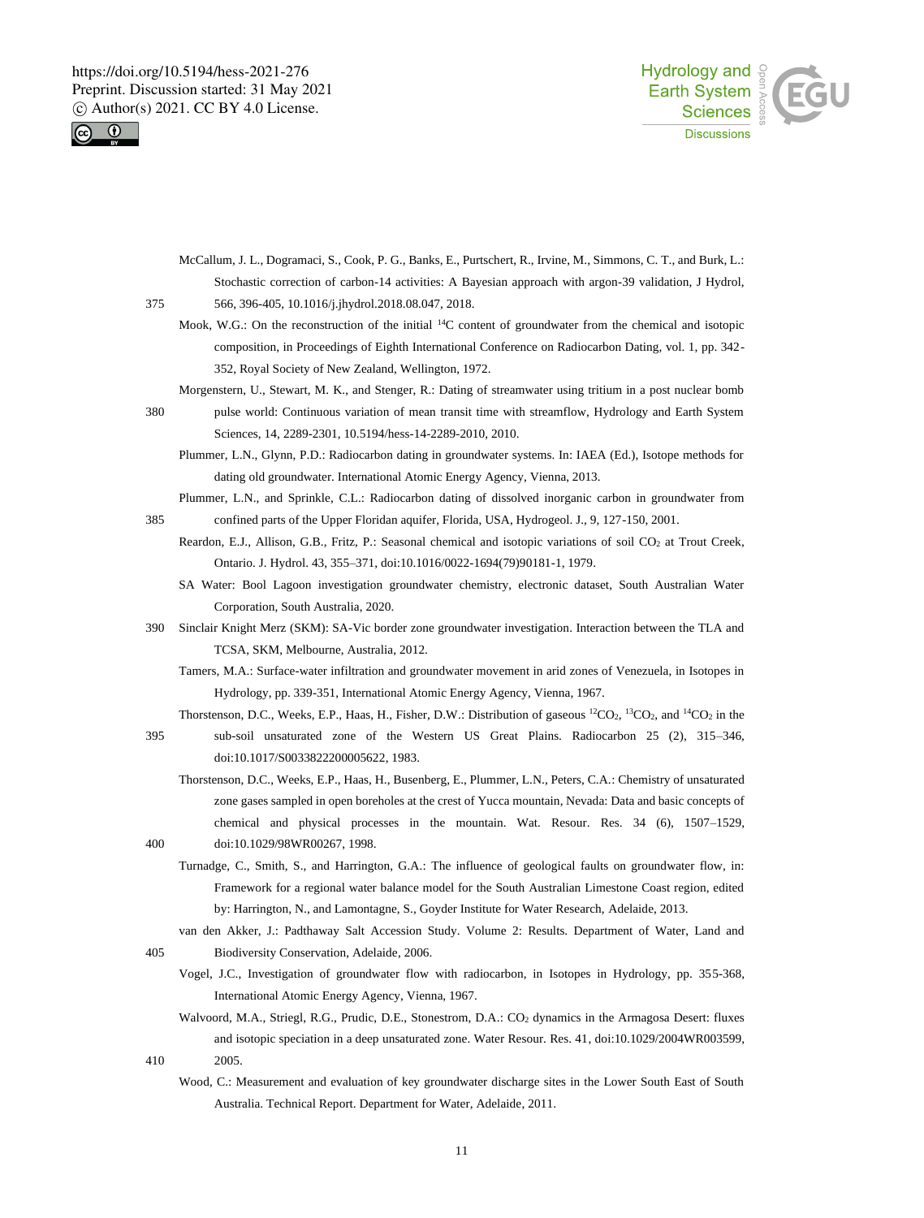McCallum, J. L., Dogramaci, S., Cook, P. G., Banks, E., Purtschert, R., Irvine, M., Simmons, C. T., and Burk, L.: Stochastic correction of carbon-14 activities: A Bayesian approach with argon-39 validation, J Hydrol, 566, 396-405, 10.1016/j.jhydrol.2018.08.047, 2018.

Mook, W.G.: On the reconstruction of the initial $^{14}C$ content of groundwater from the chemical and isotopic composition, in Proceedings of Eighth International Conference on Radiocarbon Dating, vol. 1, pp. 342-352, Royal Society of New Zealand, Wellington, 1972.

Morgenstern, U., Stewart, M. K., and Stenger, R.: Dating of streamwater using tritium in a post nuclear bomb pulse world: Continuous variation of mean transit time with streamflow, Hydrology and Earth System Sciences, 14, 2289-2301, 10.5194/hess-14-2289-2010, 2010.

Plummer, L.N., Glynn, P.D.: Radiocarbon dating in groundwater systems. In: IAEA (Ed.), Isotope methods for dating old groundwater. International Atomic Energy Agency, Vienna, 2013.

Plummer, L.N., and Sprinkle, C.L.: Radiocarbon dating of dissolved inorganic carbon in groundwater from confined parts of the Upper Floridan aquifer, Florida, USA, Hydrogeol. J., 9, 127-150, 2001.

Reardon, E.J., Allison, G.B., Fritz, P.: Seasonal chemical and isotopic variations of soil $CO_2$ at Trout Creek, Ontario. J. Hydrol. 43, 355–371, doi:10.1016/0022-1694(79)90181-1, 1979.

SA Water: Bool Lagoon investigation groundwater chemistry, electronic dataset, South Australian Water Corporation, South Australia, 2020.

Sinclair Knight Merz (SKM): SA-Vic border zone groundwater investigation. Interaction between the TLA and TCSA, SKM, Melbourne, Australia, 2012.

Tamers, M.A.: Surface-water infiltration and groundwater movement in arid zones of Venezuela, in Isotopes in Hydrology, pp. 339-351, International Atomic Energy Agency, Vienna, 1967.

Thorstenson, D.C., Weeks, E.P., Haas, H., Fisher, D.W.: Distribution of gaseous $^{12}CO_2$, $^{13}CO_2$, and $^{14}CO_2$ in the sub-soil unsaturated zone of the Western US Great Plains. Radiocarbon 25 (2), 315–346, doi:10.1017/S0033822200005622, 1983.

Thorstenson, D.C., Weeks, E.P., Haas, H., Busenberg, E., Plummer, L.N., Peters, C.A.: Chemistry of unsaturated zone gases sampled in open boreholes at the crest of Yucca mountain, Nevada: Data and basic concepts of chemical and physical processes in the mountain. Wat. Resour. Res. 34 (6), 1507–1529, doi:10.1029/98WR00267, 1998.

Turnadge, C., Smith, S., and Harrington, G.A.: The influence of geological faults on groundwater flow, in: Framework for a regional water balance model for the South Australian Limestone Coast region, edited by: Harrington, N., and Lamontagne, S., Goyder Institute for Water Research, Adelaide, 2013.

van den Akker, J.: Padthaway Salt Accession Study. Volume 2: Results. Department of Water, Land and Biodiversity Conservation, Adelaide, 2006.

Vogel, J.C., Investigation of groundwater flow with radiocarbon, in Isotopes in Hydrology, pp. 355-368, International Atomic Energy Agency, Vienna, 1967.

Walvoord, M.A., Striegl, R.G., Prudic, D.E., Stonestrom, D.A.: $CO_2$ dynamics in the Armagosa Desert: fluxes and isotopic speciation in a deep unsaturated zone. Water Resour. Res. 41, doi:10.1029/2004WR003599, 2005.

Wood, C.: Measurement and evaluation of key groundwater discharge sites in the Lower South East of South Australia. Technical Report. Department for Water, Adelaide, 2011.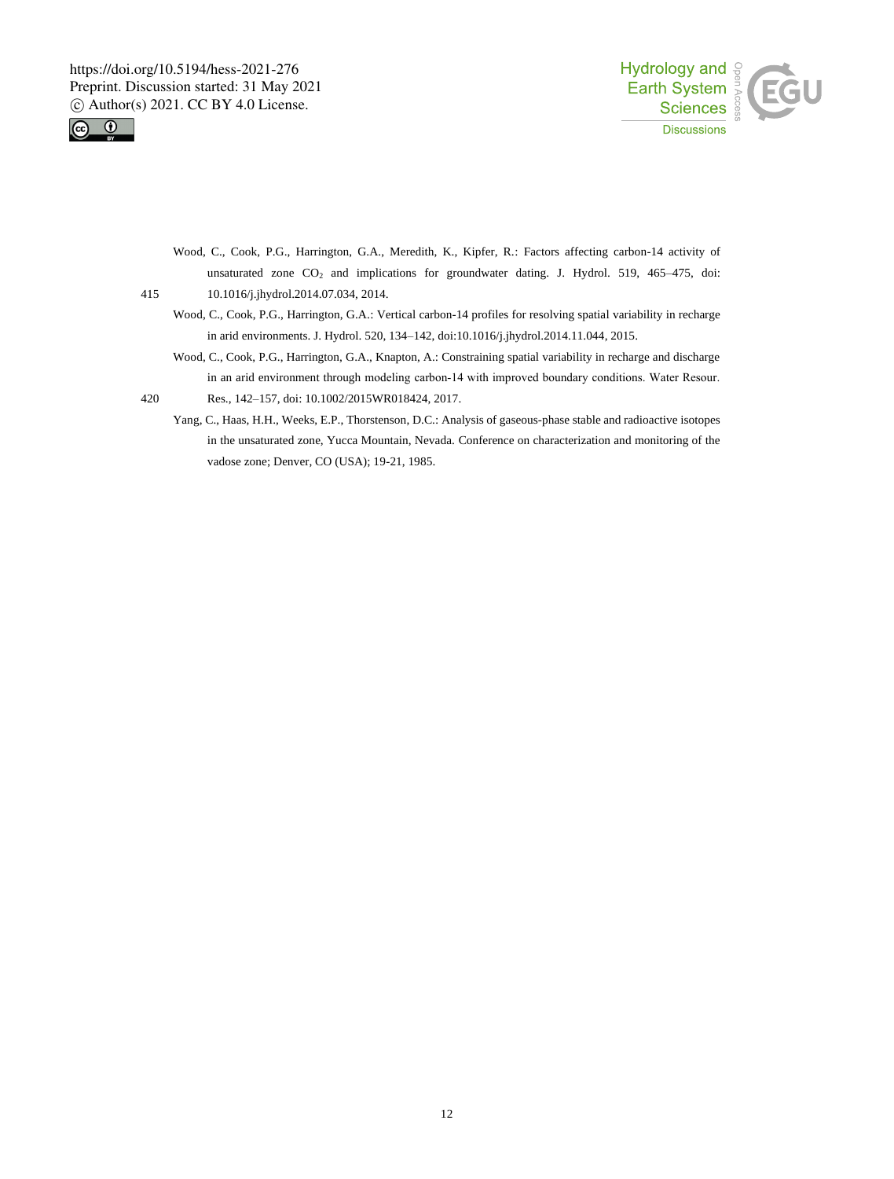Wood, C., Cook, P.G., Harrington, G.A., Meredith, K., Kipfer, R.: Factors affecting carbon-14 activity of unsaturated zone $CO_2$ and implications for groundwater dating. J. Hydrol. 519, 465–475, doi: 10.1016/j.jhydrol.2014.07.034, 2014.

Wood, C., Cook, P.G., Harrington, G.A.: Vertical carbon-14 profiles for resolving spatial variability in recharge in arid environments. J. Hydrol. 520, 134–142, doi:10.1016/j.jhydrol.2014.11.044, 2015.

Wood, C., Cook, P.G., Harrington, G.A., Knapton, A.: Constraining spatial variability in recharge and discharge in an arid environment through modeling carbon-14 with improved boundary conditions. Water Resour. Res., 142–157, doi: 10.1002/2015WR018424, 2017.

Yang, C., Haas, H.H., Weeks, E.P., Thorstenson, D.C.: Analysis of gaseous-phase stable and radioactive isotopes in the unsaturated zone, Yucca Mountain, Nevada. Conference on characterization and monitoring of the vadose zone; Denver, CO (USA); 19-21, 1985.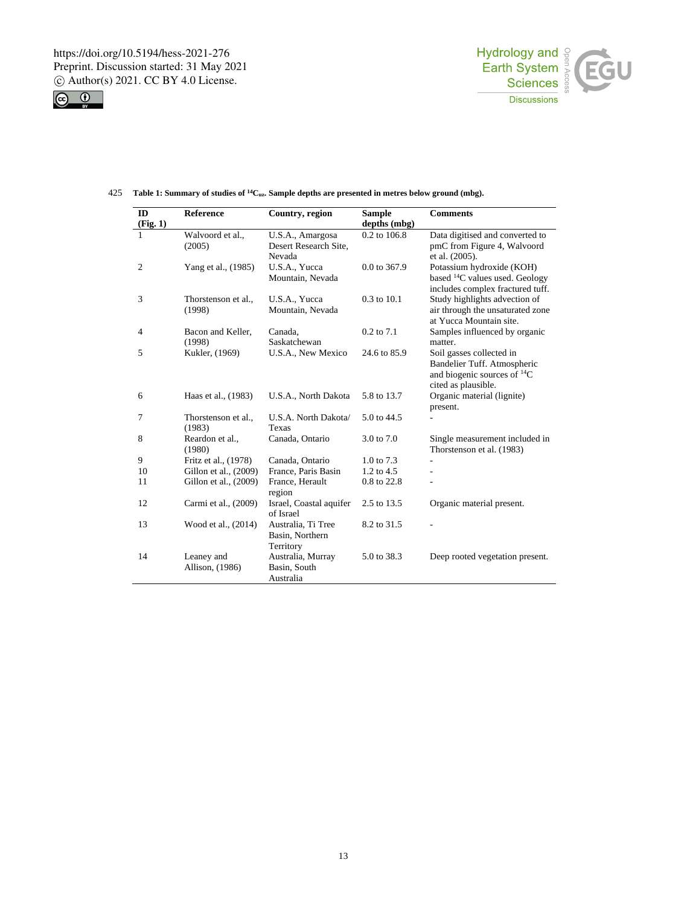**Table 1: Summary of studies of $^{14}C_{uz}$. Sample depths are presented in metres below ground (mbg).**

| ID (Fig. 1) | Reference | Country, region | Sample depths (mbg) | Comments |
|---|---|---|---|---|
| 1 | Walvoord et al., (2005) | U.S.A., Amargosa Desert Research Site, Nevada | 0.2 to 106.8 | Data digitised and converted to pmC from Figure 4, Walvoord et al. (2005). |
| 2 | Yang et al., (1985) | U.S.A., Yucca Mountain, Nevada | 0.0 to 367.9 | Potassium hydroxide (KOH) based $^{14}C$ values used. Geology includes complex fractured tuff. |
| 3 | Thorstenson et al., (1998) | U.S.A., Yucca Mountain, Nevada | 0.3 to 10.1 | Study highlights advection of air through the unsaturated zone at Yucca Mountain site. |
| 4 | Bacon and Keller, (1998) | Canada, Saskatchewan | 0.2 to 7.1 | Samples influenced by organic matter. |
| 5 | Kukler, (1969) | U.S.A., New Mexico | 24.6 to 85.9 | Soil gasses collected in Bandelier Tuff. Atmospheric and biogenic sources of $^{14}C$ cited as plausible. |
| 6 | Haas et al., (1983) | U.S.A., North Dakota | 5.8 to 13.7 | Organic material (lignite) present. |
| 7 | Thorstenson et al., (1983) | U.S.A. North Dakota/ Texas | 5.0 to 44.5 | - |
| 8 | Reardon et al., (1980) | Canada, Ontario | 3.0 to 7.0 | Single measurement included in Thorstenson et al. (1983) |
| 9 | Fritz et al., (1978) | Canada, Ontario | 1.0 to 7.3 | - |
| 10 | Gillon et al., (2009) | France, Paris Basin | 1.2 to 4.5 | - |
| 11 | Gillon et al., (2009) | France, Herault region | 0.8 to 22.8 | - |
| 12 | Carmi et al., (2009) | Israel, Coastal aquifer of Israel | 2.5 to 13.5 | Organic material present. |
| 13 | Wood et al., (2014) | Australia, Ti Tree Basin, Northern Territory | 8.2 to 31.5 | - |
| 14 | Leaney and Allison, (1986) | Australia, Murray Basin, South Australia | 5.0 to 38.3 | Deep rooted vegetation present. |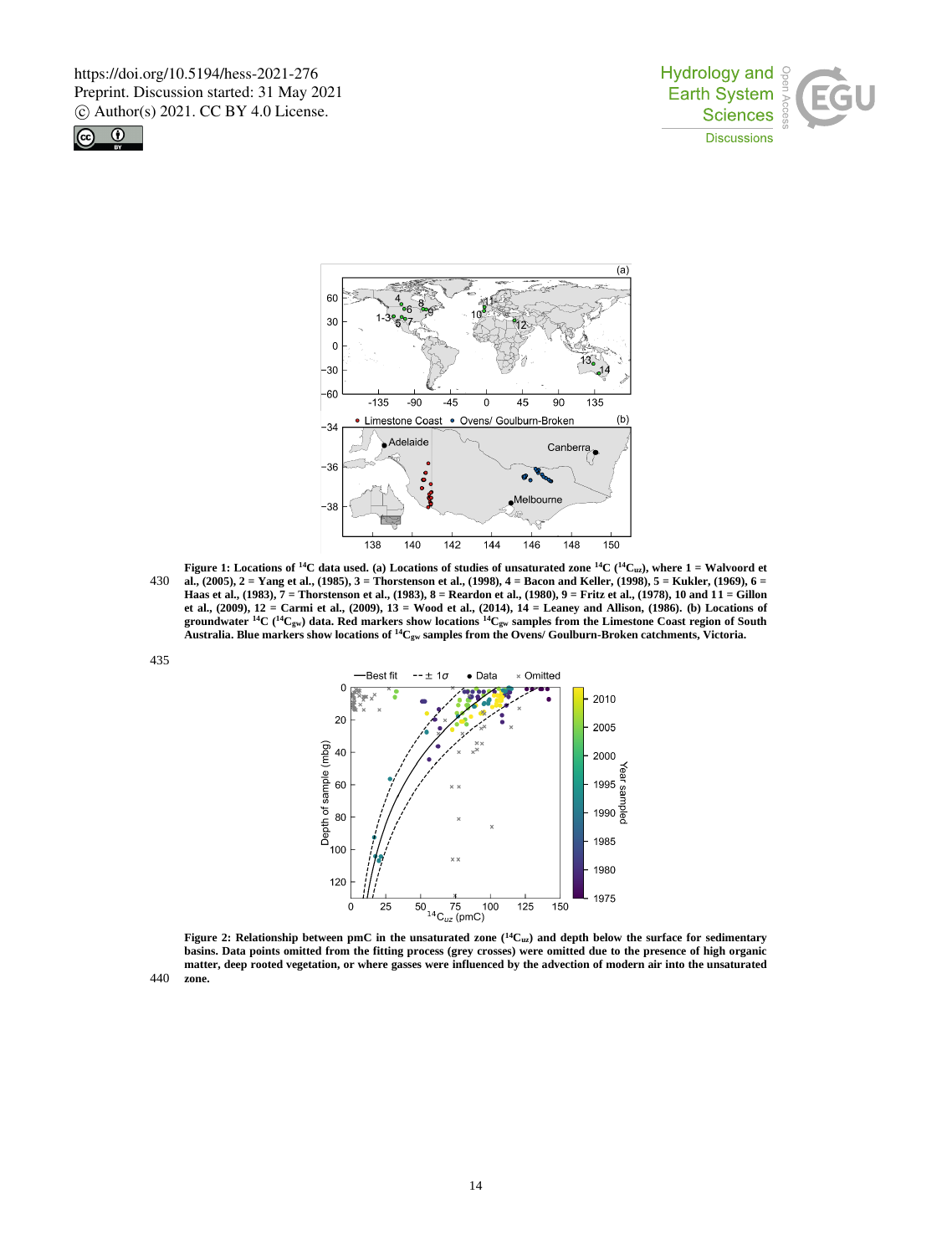**Figure 1: Locations of $^{14}C$ data used. (a) Locations of studies of unsaturated zone $^{14}C$ ($^{14}C_{uz}$), where 1 = Walvoord et al., (2005), 2 = Yang et al., (1985), 3 = Thorstenson et al., (1998), 4 = Bacon and Keller, (1998), 5 = Kukler, (1969), 6 = Haas et al., (1983), 7 = Thorstenson et al., (1983), 8 = Reardon et al., (1980), 9 = Fritz et al., (1978), 10 and 11 = Gillon et al., (2009), 12 = Carmi et al., (2009), 13 = Wood et al., (2014), 14 = Leaney and Allison, (1986). (b) Locations of groundwater $^{14}C$ ($^{14}C_{gw}$) data. Red markers show locations $^{14}C_{gw}$ samples from the Limestone Coast region of South Australia. Blue markers show locations of $^{14}C_{gw}$ samples from the Ovens/ Goulburn-Broken catchments, Victoria.**

**Figure 2: Relationship between pMC in the unsaturated zone ($^{14}C_{uz}$) and depth below the surface for sedimentary basins. Data points omitted from the fitting process (grey crosses) were omitted due to the presence of high organic matter, deep rooted vegetation, or where gasses were influenced by the advection of modern air into the unsaturated zone.**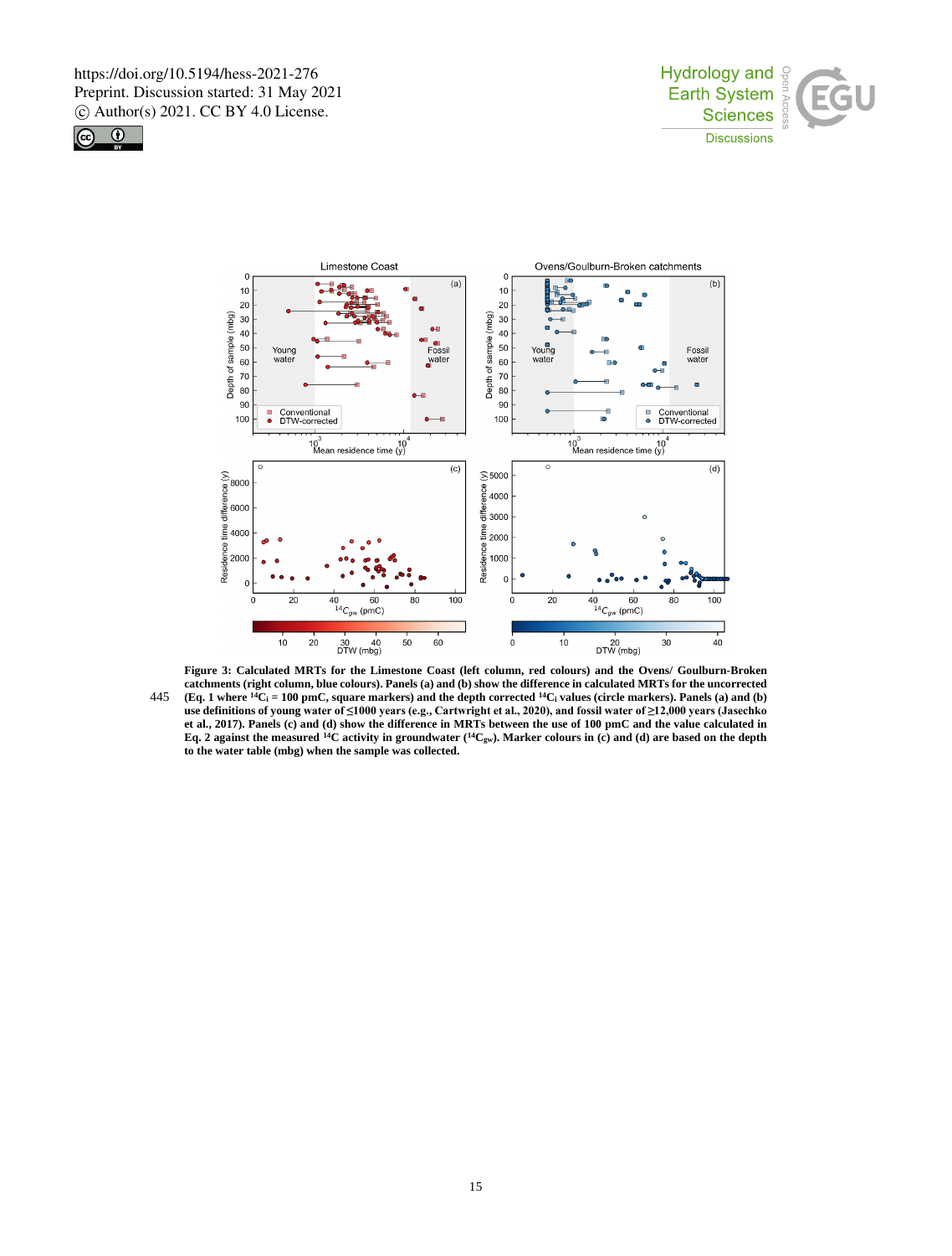**Figure 3: Calculated MRTs for the Limestone Coast (left column, red colours) and the Ovens/ Goulburn-Broken catchments (right column, blue colours). Panels (a) and (b) show the difference in calculated MRTs for the uncorrected (Eq. 1 where $^{14}C_i$ = 100 pMC, square markers) and the depth corrected $^{14}C_i$ values (circle markers). Panels (a) and (b) use definitions of young water of ≤1000 years (e.g., Cartwright et al., 2020), and fossil water of ≥12,000 years (Jasechko et al., 2017). Panels (c) and (d) show the difference in MRTs between the use of 100 pMC and the value calculated in Eq. 2 against the measured $^{14}C$ activity in groundwater ($^{14}C_{gw}$). Marker colours in (c) and (d) are based on the depth to the water table (mbg) when the sample was collected.**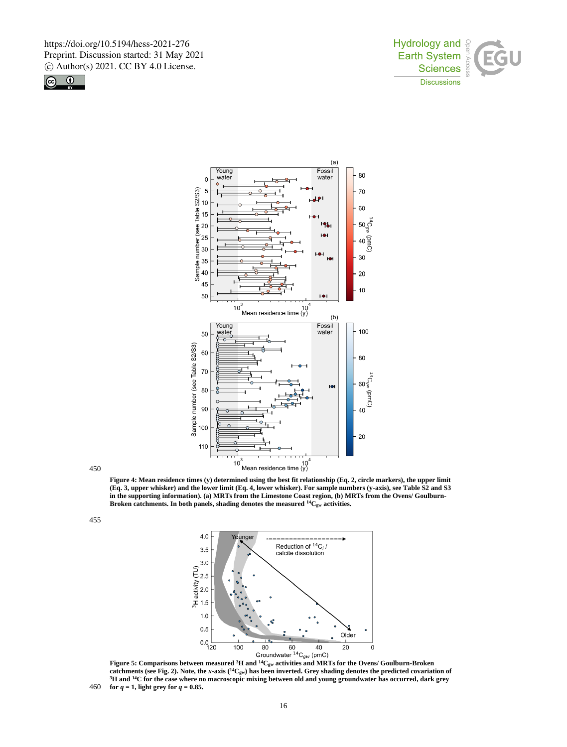**Figure 4: Mean residence times (y) determined using the best fit relationship (Eq. 2, circle markers), the upper limit (Eq. 3, upper whisker) and the lower limit (Eq. 4, lower whisker). For sample numbers (y-axis), see Table S2 and S3 in the supporting information). (a) MRTs from the Limestone Coast region, (b) MRTs from the Ovens/ Goulburn-Broken catchments. In both panels, shading denotes the measured $^{14}C_{gw}$ activities.**

**Figure 5: Comparisons between measured $^{3}H$ and $^{14}C_{gw}$ activities and MRTs for the Ovens/ Goulburn-Broken catchments (see Fig. 2). Note, the x-axis ($^{14}C_{gw}$) has been inverted. Grey shading denotes the predicted covariation of $^{3}H$ and $^{14}C$ for the case where no macroscopic mixing between old and young groundwater has occurred, dark grey for $q = 1$, light grey for $q = 0.85$.**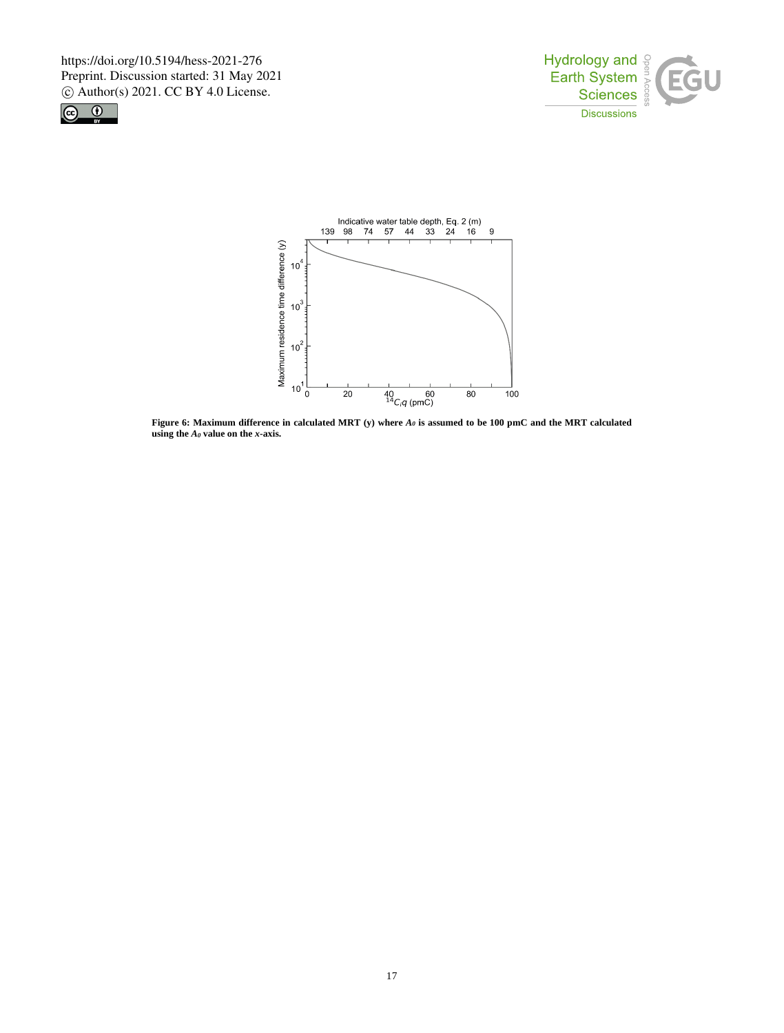Indicative water table depth, Eq. 2 (m)

139 98 74 57 44 33 24 16 9

Maximum residence time difference (y)

$10^4$

$10^3$

$10^2$

$10^1$

0 20 40 60 80 100

$^{14}C_i q$ (pmC)

**Figure 6: Maximum difference in calculated MRT (y) where $A_0$ is assumed to be 100 pmC and the MRT calculated using the $A_0$ value on the *x*-axis.**